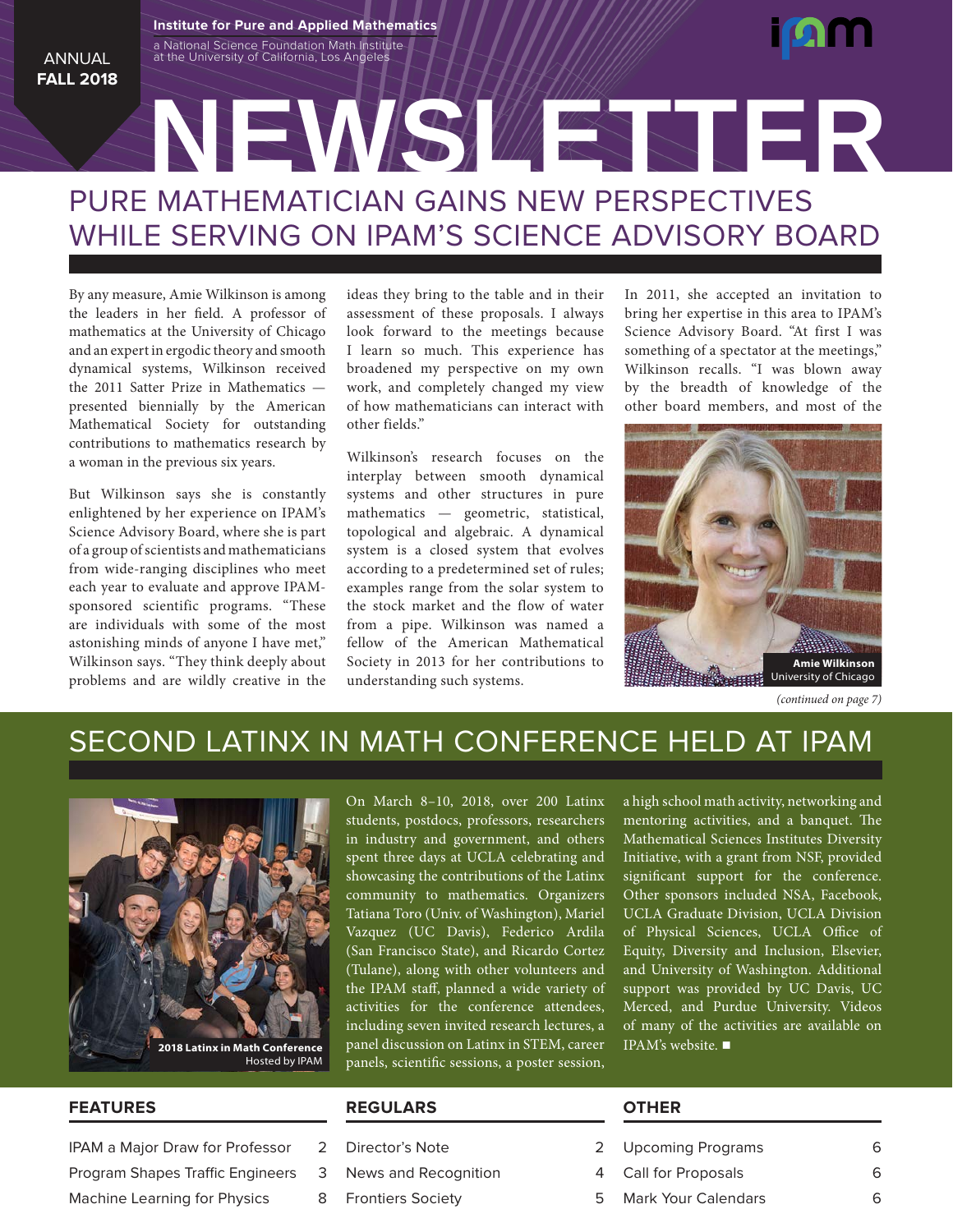ANNUAL
**FALL 2018**

**Institute for Pure and Applied Mathematics**
a National Science Foundation Math Institute
at the University of California, Los Angeles

# NEWSLETTER

## PURE MATHEMATICIAN GAINS NEW PERSPECTIVES WHILE SERVING ON IPAM'S SCIENCE ADVISORY BOARD

By any measure, Amie Wilkinson is among the leaders in her field. A professor of mathematics at the University of Chicago and an expert in ergodic theory and smooth dynamical systems, Wilkinson received the 2011 Satter Prize in Mathematics — presented biennially by the American Mathematical Society for outstanding contributions to mathematics research by a woman in the previous six years.

But Wilkinson says she is constantly enlightened by her experience on IPAM's Science Advisory Board, where she is part of a group of scientists and mathematicians from wide-ranging disciplines who meet each year to evaluate and approve IPAM-sponsored scientific programs. "These are individuals with some of the most astonishing minds of anyone I have met," Wilkinson says. "They think deeply about problems and are wildly creative in the ideas they bring to the table and in their assessment of these proposals. I always look forward to the meetings because I learn so much. This experience has broadened my perspective on my own work, and completely changed my view of how mathematicians can interact with other fields."

Wilkinson's research focuses on the interplay between smooth dynamical systems and other structures in pure mathematics — geometric, statistical, topological and algebraic. A dynamical system is a closed system that evolves according to a predetermined set of rules; examples range from the solar system to the stock market and the flow of water from a pipe. Wilkinson was named a fellow of the American Mathematical Society in 2013 for her contributions to understanding such systems.

In 2011, she accepted an invitation to bring her expertise in this area to IPAM's Science Advisory Board. "At first I was something of a spectator at the meetings," Wilkinson recalls. "I was blown away by the breadth of knowledge of the other board members, and most of the

**Amie Wilkinson**
University of Chicago

*(continued on page 7)*

## SECOND LATINX IN MATH CONFERENCE HELD AT IPAM

**2018 Latinx in Math Conference**
Hosted by IPAM

On March 8–10, 2018, over 200 Latinx students, postdocs, professors, researchers in industry and government, and others spent three days at UCLA celebrating and showcasing the contributions of the Latinx community to mathematics. Organizers Tatiana Toro (Univ. of Washington), Mariel Vazquez (UC Davis), Federico Ardila (San Francisco State), and Ricardo Cortez (Tulane), along with other volunteers and the IPAM staff, planned a wide variety of activities for the conference attendees, including seven invited research lectures, a panel discussion on Latinx in STEM, career panels, scientific sessions, a poster session, a high school math activity, networking and mentoring activities, and a banquet. The Mathematical Sciences Institutes Diversity Initiative, with a grant from NSF, provided significant support for the conference. Other sponsors included NSA, Facebook, UCLA Graduate Division, UCLA Division of Physical Sciences, UCLA Office of Equity, Diversity and Inclusion, Elsevier, and University of Washington. Additional support was provided by UC Davis, UC Merced, and Purdue University. Videos of many of the activities are available on IPAM's website. ■

| FEATURES | | REGULARS | | OTHER | |
|---|---|---|---|---|---|
| IPAM a Major Draw for Professor | 2 | Director's Note | 2 | Upcoming Programs | 6 |
| Program Shapes Traffic Engineers | 3 | News and Recognition | 4 | Call for Proposals | 6 |
| Machine Learning for Physics | 8 | Frontiers Society | 5 | Mark Your Calendars | 6 |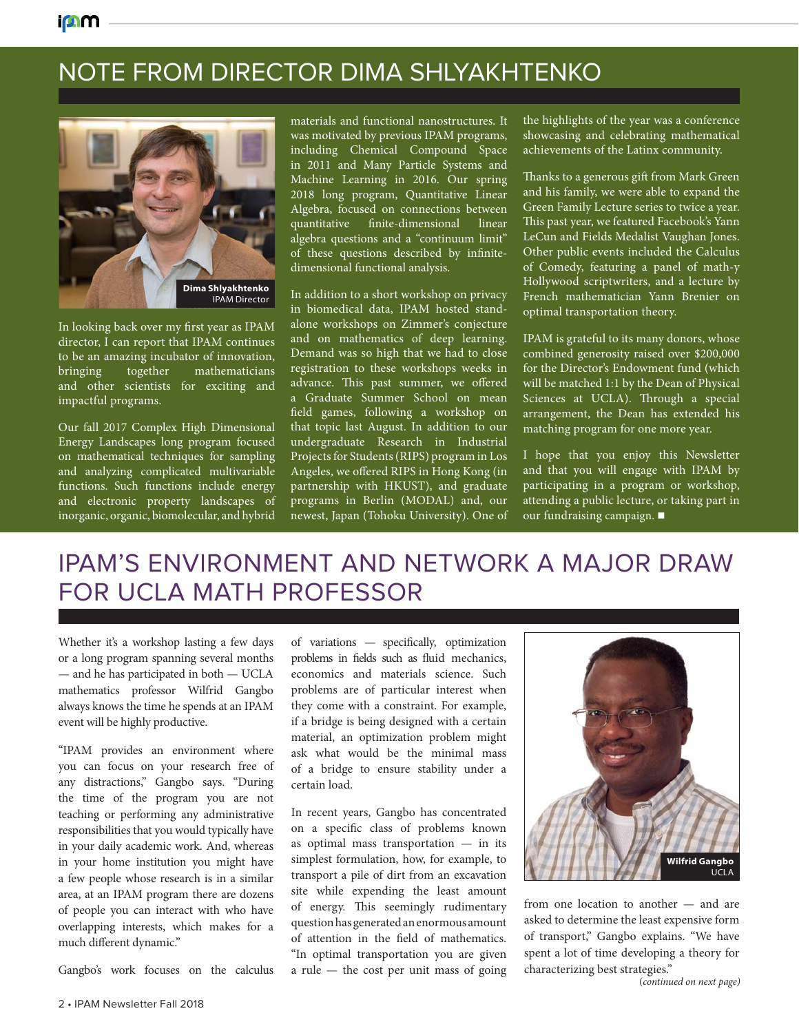# NOTE FROM DIRECTOR DIMA SHLYAKHTENKO

**Dima Shlyakhtenko**
IPAM Director

In looking back over my first year as IPAM director, I can report that IPAM continues to be an amazing incubator of innovation, bringing together mathematicians and other scientists for exciting and impactful programs.

Our fall 2017 Complex High Dimensional Energy Landscapes long program focused on mathematical techniques for sampling and analyzing complicated multivariable functions. Such functions include energy and electronic property landscapes of inorganic, organic, biomolecular, and hybrid materials and functional nanostructures. It was motivated by previous IPAM programs, including Chemical Compound Space in 2011 and Many Particle Systems and Machine Learning in 2016. Our spring 2018 long program, Quantitative Linear Algebra, focused on connections between quantitative finite-dimensional linear algebra questions and a "continuum limit" of these questions described by infinite-dimensional functional analysis.

In addition to a short workshop on privacy in biomedical data, IPAM hosted stand-alone workshops on Zimmer's conjecture and on mathematics of deep learning. Demand was so high that we had to close registration to these workshops weeks in advance. This past summer, we offered a Graduate Summer School on mean field games, following a workshop on that topic last August. In addition to our undergraduate Research in Industrial Projects for Students (RIPS) program in Los Angeles, we offered RIPS in Hong Kong (in partnership with HKUST), and graduate programs in Berlin (MODAL) and, our newest, Japan (Tohoku University). One of the highlights of the year was a conference showcasing and celebrating mathematical achievements of the Latinx community.

Thanks to a generous gift from Mark Green and his family, we were able to expand the Green Family Lecture series to twice a year. This past year, we featured Facebook's Yann LeCun and Fields Medalist Vaughan Jones. Other public events included the Calculus of Comedy, featuring a panel of math-y Hollywood scriptwriters, and a lecture by French mathematician Yann Brenier on optimal transportation theory.

IPAM is grateful to its many donors, whose combined generosity raised over $200,000 for the Director's Endowment fund (which will be matched 1:1 by the Dean of Physical Sciences at UCLA). Through a special arrangement, the Dean has extended his matching program for one more year.

I hope that you enjoy this Newsletter and that you will engage with IPAM by participating in a program or workshop, attending a public lecture, or taking part in our fundraising campaign. ■

# IPAM'S ENVIRONMENT AND NETWORK A MAJOR DRAW FOR UCLA MATH PROFESSOR

Whether it's a workshop lasting a few days or a long program spanning several months — and he has participated in both — UCLA mathematics professor Wilfrid Gangbo always knows the time he spends at an IPAM event will be highly productive.

"IPAM provides an environment where you can focus on your research free of any distractions," Gangbo says. "During the time of the program you are not teaching or performing any administrative responsibilities that you would typically have in your daily academic work. And, whereas in your home institution you might have a few people whose research is in a similar area, at an IPAM program there are dozens of people you can interact with who have overlapping interests, which makes for a much different dynamic."

Gangbo's work focuses on the calculus of variations — specifically, optimization problems in fields such as fluid mechanics, economics and materials science. Such problems are of particular interest when they come with a constraint. For example, if a bridge is being designed with a certain material, an optimization problem might ask what would be the minimal mass of a bridge to ensure stability under a certain load.

In recent years, Gangbo has concentrated on a specific class of problems known as optimal mass transportation — in its simplest formulation, how, for example, to transport a pile of dirt from an excavation site while expending the least amount of energy. This seemingly rudimentary question has generated an enormous amount of attention in the field of mathematics. "In optimal transportation you are given a rule — the cost per unit mass of going from one location to another — and are asked to determine the least expensive form of transport," Gangbo explains. "We have spent a lot of time developing a theory for characterizing best strategies."

**Wilfrid Gangbo**
UCLA

*(continued on next page)*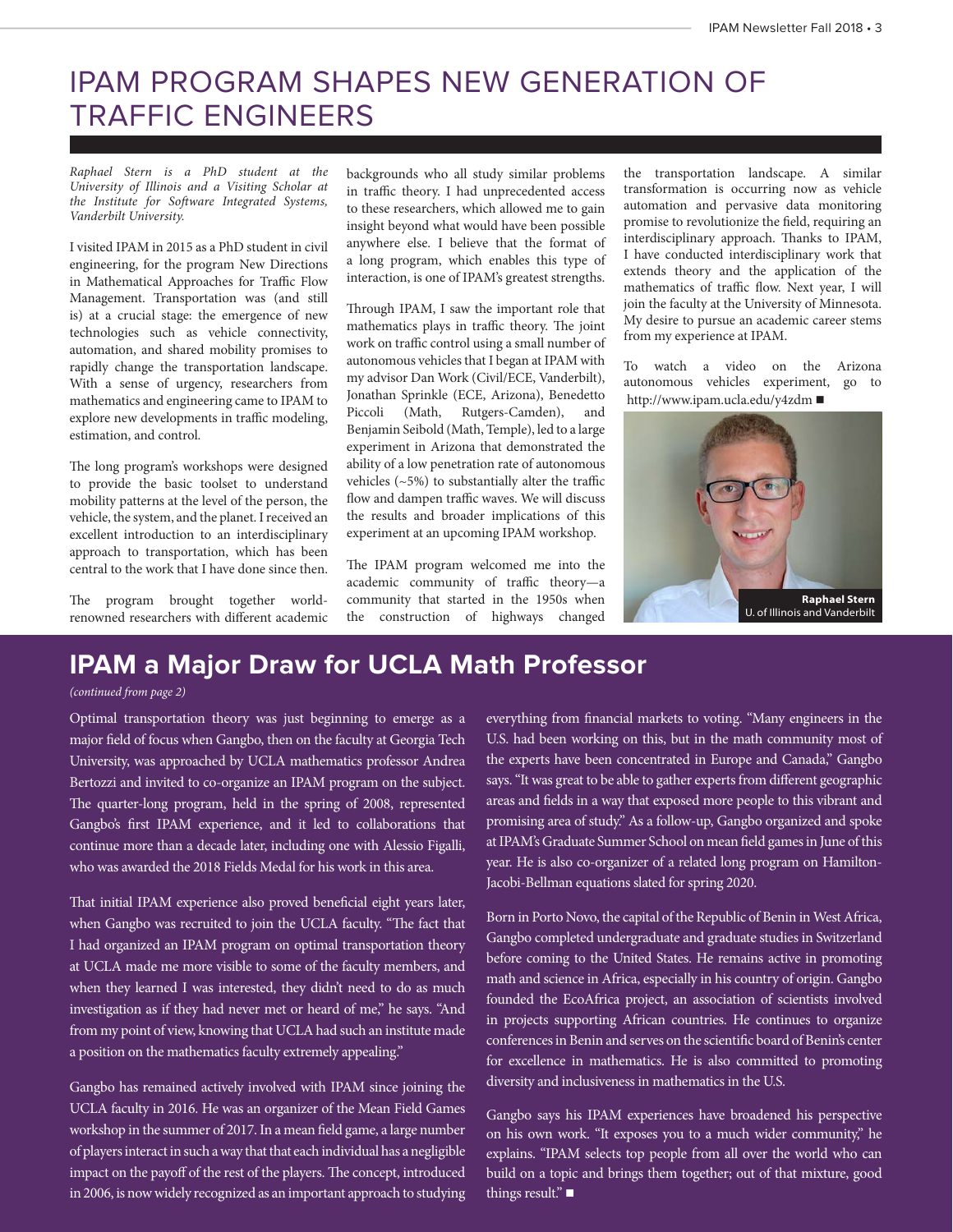# IPAM PROGRAM SHAPES NEW GENERATION OF TRAFFIC ENGINEERS

*Raphael Stern is a PhD student at the University of Illinois and a Visiting Scholar at the Institute for Software Integrated Systems, Vanderbilt University.*

I visited IPAM in 2015 as a PhD student in civil engineering, for the program New Directions in Mathematical Approaches for Traffic Flow Management. Transportation was (and still is) at a crucial stage: the emergence of new technologies such as vehicle connectivity, automation, and shared mobility promises to rapidly change the transportation landscape. With a sense of urgency, researchers from mathematics and engineering came to IPAM to explore new developments in traffic modeling, estimation, and control.

The long program's workshops were designed to provide the basic toolset to understand mobility patterns at the level of the person, the vehicle, the system, and the planet. I received an excellent introduction to an interdisciplinary approach to transportation, which has been central to the work that I have done since then.

The program brought together world-renowned researchers with different academic backgrounds who all study similar problems in traffic theory. I had unprecedented access to these researchers, which allowed me to gain insight beyond what would have been possible anywhere else. I believe that the format of a long program, which enables this type of interaction, is one of IPAM's greatest strengths.

Through IPAM, I saw the important role that mathematics plays in traffic theory. The joint work on traffic control using a small number of autonomous vehicles that I began at IPAM with my advisor Dan Work (Civil/ECE, Vanderbilt), Jonathan Sprinkle (ECE, Arizona), Benedetto Piccoli (Math, Rutgers-Camden), and Benjamin Seibold (Math, Temple), led to a large experiment in Arizona that demonstrated the ability of a low penetration rate of autonomous vehicles (~5%) to substantially alter the traffic flow and dampen traffic waves. We will discuss the results and broader implications of this experiment at an upcoming IPAM workshop.

The IPAM program welcomed me into the academic community of traffic theory—a community that started in the 1950s when the construction of highways changed the transportation landscape. A similar transformation is occurring now as vehicle automation and pervasive data monitoring promise to revolutionize the field, requiring an interdisciplinary approach. Thanks to IPAM, I have conducted interdisciplinary work that extends theory and the application of the mathematics of traffic flow. Next year, I will join the faculty at the University of Minnesota. My desire to pursue an academic career stems from my experience at IPAM.

To watch a video on the Arizona autonomous vehicles experiment, go to http://www.ipam.ucla.edu/y4zdm ■

**Raphael Stern**
U. of Illinois and Vanderbilt

## IPAM a Major Draw for UCLA Math Professor

*(continued from page 2)*

Optimal transportation theory was just beginning to emerge as a major field of focus when Gangbo, then on the faculty at Georgia Tech University, was approached by UCLA mathematics professor Andrea Bertozzi and invited to co-organize an IPAM program on the subject. The quarter-long program, held in the spring of 2008, represented Gangbo's first IPAM experience, and it led to collaborations that continue more than a decade later, including one with Alessio Figalli, who was awarded the 2018 Fields Medal for his work in this area.

That initial IPAM experience also proved beneficial eight years later, when Gangbo was recruited to join the UCLA faculty. "The fact that I had organized an IPAM program on optimal transportation theory at UCLA made me more visible to some of the faculty members, and when they learned I was interested, they didn't need to do as much investigation as if they had never met or heard of me," he says. "And from my point of view, knowing that UCLA had such an institute made a position on the mathematics faculty extremely appealing."

Gangbo has remained actively involved with IPAM since joining the UCLA faculty in 2016. He was an organizer of the Mean Field Games workshop in the summer of 2017. In a mean field game, a large number of players interact in such a way that that each individual has a negligible impact on the payoff of the rest of the players. The concept, introduced in 2006, is now widely recognized as an important approach to studying everything from financial markets to voting. "Many engineers in the U.S. had been working on this, but in the math community most of the experts have been concentrated in Europe and Canada," Gangbo says. "It was great to be able to gather experts from different geographic areas and fields in a way that exposed more people to this vibrant and promising area of study." As a follow-up, Gangbo organized and spoke at IPAM's Graduate Summer School on mean field games in June of this year. He is also co-organizer of a related long program on Hamilton-Jacobi-Bellman equations slated for spring 2020.

Born in Porto Novo, the capital of the Republic of Benin in West Africa, Gangbo completed undergraduate and graduate studies in Switzerland before coming to the United States. He remains active in promoting math and science in Africa, especially in his country of origin. Gangbo founded the EcoAfrica project, an association of scientists involved in projects supporting African countries. He continues to organize conferences in Benin and serves on the scientific board of Benin's center for excellence in mathematics. He is also committed to promoting diversity and inclusiveness in mathematics in the U.S.

Gangbo says his IPAM experiences have broadened his perspective on his own work. "It exposes you to a much wider community," he explains. "IPAM selects top people from all over the world who can build on a topic and brings them together; out of that mixture, good things result." ■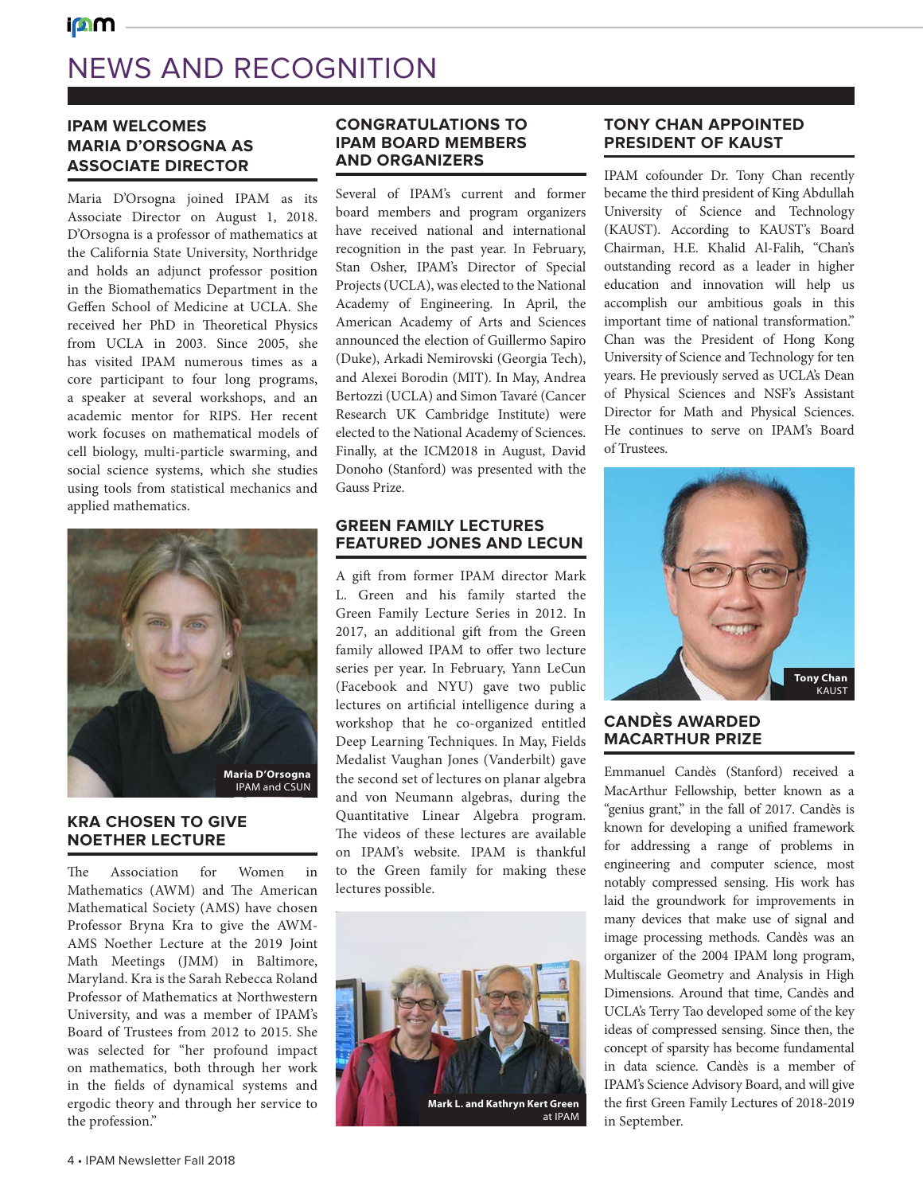# NEWS AND RECOGNITION

## IPAM WELCOMES MARIA D'ORSOGNA AS ASSOCIATE DIRECTOR

Maria D'Orsogna joined IPAM as its Associate Director on August 1, 2018. D'Orsogna is a professor of mathematics at the California State University, Northridge and holds an adjunct professor position in the Biomathematics Department in the Geffen School of Medicine at UCLA. She received her PhD in Theoretical Physics from UCLA in 2003. Since 2005, she has visited IPAM numerous times as a core participant to four long programs, a speaker at several workshops, and an academic mentor for RIPS. Her recent work focuses on mathematical models of cell biology, multi-particle swarming, and social science systems, which she studies using tools from statistical mechanics and applied mathematics.

**Maria D'Orsogna**
IPAM and CSUN

## KRA CHOSEN TO GIVE NOETHER LECTURE

The Association for Women in Mathematics (AWM) and The American Mathematical Society (AMS) have chosen Professor Bryna Kra to give the AWM-AMS Noether Lecture at the 2019 Joint Math Meetings (JMM) in Baltimore, Maryland. Kra is the Sarah Rebecca Roland Professor of Mathematics at Northwestern University, and was a member of IPAM's Board of Trustees from 2012 to 2015. She was selected for "her profound impact on mathematics, both through her work in the fields of dynamical systems and ergodic theory and through her service to the profession."

## CONGRATULATIONS TO IPAM BOARD MEMBERS AND ORGANIZERS

Several of IPAM's current and former board members and program organizers have received national and international recognition in the past year. In February, Stan Osher, IPAM's Director of Special Projects (UCLA), was elected to the National Academy of Engineering. In April, the American Academy of Arts and Sciences announced the election of Guillermo Sapiro (Duke), Arkadi Nemirovski (Georgia Tech), and Alexei Borodin (MIT). In May, Andrea Bertozzi (UCLA) and Simon Tavaré (Cancer Research UK Cambridge Institute) were elected to the National Academy of Sciences. Finally, at the ICM2018 in August, David Donoho (Stanford) was presented with the Gauss Prize.

## GREEN FAMILY LECTURES FEATURED JONES AND LECUN

A gift from former IPAM director Mark L. Green and his family started the Green Family Lecture Series in 2012. In 2017, an additional gift from the Green family allowed IPAM to offer two lecture series per year. In February, Yann LeCun (Facebook and NYU) gave two public lectures on artificial intelligence during a workshop that he co-organized entitled Deep Learning Techniques. In May, Fields Medalist Vaughan Jones (Vanderbilt) gave the second set of lectures on planar algebra and von Neumann algebras, during the Quantitative Linear Algebra program. The videos of these lectures are available on IPAM's website. IPAM is thankful to the Green family for making these lectures possible.

**Mark L. and Kathryn Kert Green**
at IPAM

## TONY CHAN APPOINTED PRESIDENT OF KAUST

IPAM cofounder Dr. Tony Chan recently became the third president of King Abdullah University of Science and Technology (KAUST). According to KAUST's Board Chairman, H.E. Khalid Al-Falih, "Chan's outstanding record as a leader in higher education and innovation will help us accomplish our ambitious goals in this important time of national transformation." Chan was the President of Hong Kong University of Science and Technology for ten years. He previously served as UCLA's Dean of Physical Sciences and NSF's Assistant Director for Math and Physical Sciences. He continues to serve on IPAM's Board of Trustees.

**Tony Chan**
KAUST

## CANDÈS AWARDED MACARTHUR PRIZE

Emmanuel Candès (Stanford) received a MacArthur Fellowship, better known as a "genius grant," in the fall of 2017. Candès is known for developing a unified framework for addressing a range of problems in engineering and computer science, most notably compressed sensing. His work has laid the groundwork for improvements in many devices that make use of signal and image processing methods. Candès was an organizer of the 2004 IPAM long program, Multiscale Geometry and Analysis in High Dimensions. Around that time, Candès and UCLA's Terry Tao developed some of the key ideas of compressed sensing. Since then, the concept of sparsity has become fundamental in data science. Candès is a member of IPAM's Science Advisory Board, and will give the first Green Family Lectures of 2018-2019 in September.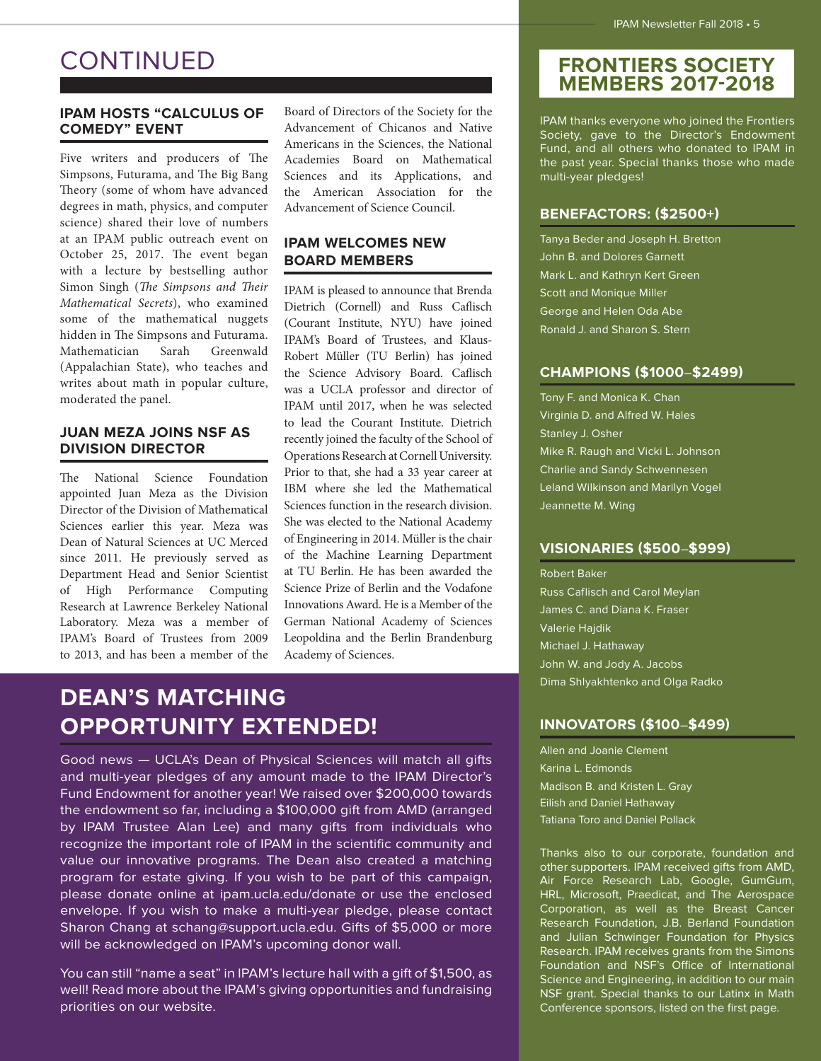# CONTINUED

### IPAM HOSTS "CALCULUS OF COMEDY" EVENT

Five writers and producers of The Simpsons, Futurama, and The Big Bang Theory (some of whom have advanced degrees in math, physics, and computer science) shared their love of numbers at an IPAM public outreach event on October 25, 2017. The event began with a lecture by bestselling author Simon Singh (*The Simpsons and Their Mathematical Secrets*), who examined some of the mathematical nuggets hidden in The Simpsons and Futurama. Mathematician Sarah Greenwald (Appalachian State), who teaches and writes about math in popular culture, moderated the panel.

### JUAN MEZA JOINS NSF AS DIVISION DIRECTOR

The National Science Foundation appointed Juan Meza as the Division Director of the Division of Mathematical Sciences earlier this year. Meza was Dean of Natural Sciences at UC Merced since 2011. He previously served as Department Head and Senior Scientist of High Performance Computing Research at Lawrence Berkeley National Laboratory. Meza was a member of IPAM's Board of Trustees from 2009 to 2013, and has been a member of the Board of Directors of the Society for the Advancement of Chicanos and Native Americans in the Sciences, the National Academies Board on Mathematical Sciences and its Applications, and the American Association for the Advancement of Science Council.

### IPAM WELCOMES NEW BOARD MEMBERS

IPAM is pleased to announce that Brenda Dietrich (Cornell) and Russ Caflisch (Courant Institute, NYU) have joined IPAM's Board of Trustees, and Klaus-Robert Müller (TU Berlin) has joined the Science Advisory Board. Caflisch was a UCLA professor and director of IPAM until 2017, when he was selected to lead the Courant Institute. Dietrich recently joined the faculty of the School of Operations Research at Cornell University. Prior to that, she had a 33 year career at IBM where she led the Mathematical Sciences function in the research division. She was elected to the National Academy of Engineering in 2014. Müller is the chair of the Machine Learning Department at TU Berlin. He has been awarded the Science Prize of Berlin and the Vodafone Innovations Award. He is a Member of the German National Academy of Sciences Leopoldina and the Berlin Brandenburg Academy of Sciences.

## DEAN'S MATCHING OPPORTUNITY EXTENDED!

Good news — UCLA's Dean of Physical Sciences will match all gifts and multi-year pledges of any amount made to the IPAM Director's Fund Endowment for another year! We raised over $200,000 towards the endowment so far, including a $100,000 gift from AMD (arranged by IPAM Trustee Alan Lee) and many gifts from individuals who recognize the important role of IPAM in the scientific community and value our innovative programs. The Dean also created a matching program for estate giving. If you wish to be part of this campaign, please donate online at ipam.ucla.edu/donate or use the enclosed envelope. If you wish to make a multi-year pledge, please contact Sharon Chang at schang@support.ucla.edu. Gifts of $5,000 or more will be acknowledged on IPAM's upcoming donor wall.

You can still "name a seat" in IPAM's lecture hall with a gift of $1,500, as well! Read more about the IPAM's giving opportunities and fundraising priorities on our website.

## FRONTIERS SOCIETY MEMBERS 2017-2018

IPAM thanks everyone who joined the Frontiers Society, gave to the Director's Endowment Fund, and all others who donated to IPAM in the past year. Special thanks those who made multi-year pledges!

### BENEFACTORS: ($2500+)

Tanya Beder and Joseph H. Bretton
John B. and Dolores Garnett
Mark L. and Kathryn Kert Green
Scott and Monique Miller
George and Helen Oda Abe
Ronald J. and Sharon S. Stern

### CHAMPIONS ($1000–$2499)

Tony F. and Monica K. Chan
Virginia D. and Alfred W. Hales
Stanley J. Osher
Mike R. Raugh and Vicki L. Johnson
Charlie and Sandy Schwennesen
Leland Wilkinson and Marilyn Vogel
Jeannette M. Wing

### VISIONARIES ($500–$999)

Robert Baker
Russ Caflisch and Carol Meylan
James C. and Diana K. Fraser
Valerie Hajdik
Michael J. Hathaway
John W. and Jody A. Jacobs
Dima Shlyakhtenko and Olga Radko

### INNOVATORS ($100–$499)

Allen and Joanie Clement
Karina L. Edmonds
Madison B. and Kristen L. Gray
Eilish and Daniel Hathaway
Tatiana Toro and Daniel Pollack

Thanks also to our corporate, foundation and other supporters. IPAM received gifts from AMD, Air Force Research Lab, Google, GumGum, HRL, Microsoft, Praedicat, and The Aerospace Corporation, as well as the Breast Cancer Research Foundation, J.B. Berland Foundation and Julian Schwinger Foundation for Physics Research. IPAM receives grants from the Simons Foundation and NSF's Office of International Science and Engineering, in addition to our main NSF grant. Special thanks to our Latinx in Math Conference sponsors, listed on the first page.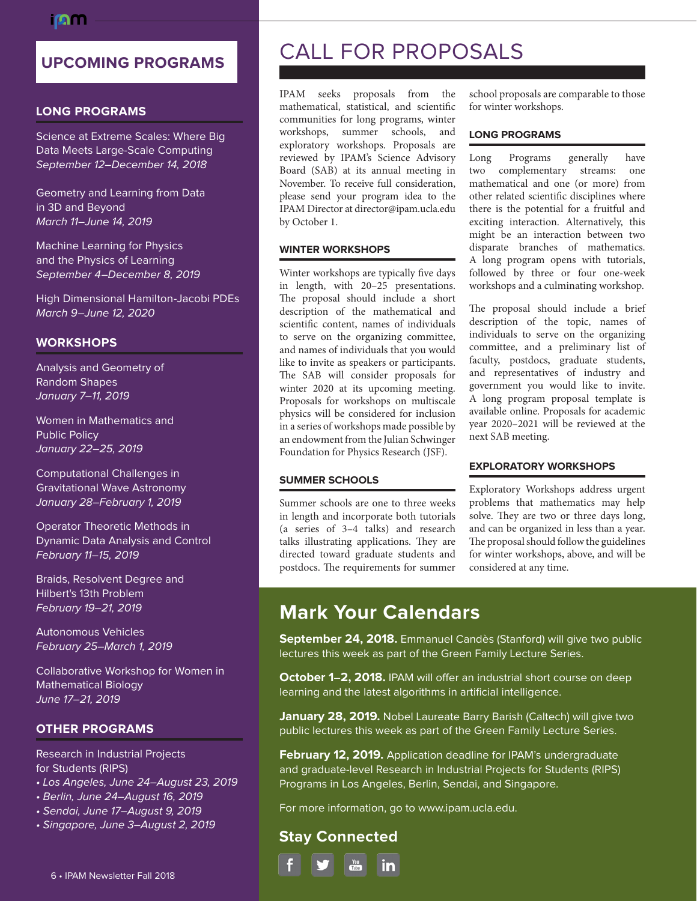# UPCOMING PROGRAMS

## LONG PROGRAMS

Science at Extreme Scales: Where Big Data Meets Large-Scale Computing
*September 12–December 14, 2018*

Geometry and Learning from Data in 3D and Beyond
*March 11–June 14, 2019*

Machine Learning for Physics and the Physics of Learning
*September 4–December 8, 2019*

High Dimensional Hamilton-Jacobi PDEs
*March 9–June 12, 2020*

## WORKSHOPS

Analysis and Geometry of Random Shapes
*January 7–11, 2019*

Women in Mathematics and Public Policy
*January 22–25, 2019*

Computational Challenges in Gravitational Wave Astronomy
*January 28–February 1, 2019*

Operator Theoretic Methods in Dynamic Data Analysis and Control
*February 11–15, 2019*

Braids, Resolvent Degree and Hilbert's 13th Problem
*February 19–21, 2019*

Autonomous Vehicles
*February 25–March 1, 2019*

Collaborative Workshop for Women in Mathematical Biology
*June 17–21, 2019*

## OTHER PROGRAMS

Research in Industrial Projects for Students (RIPS)

- *Los Angeles, June 24–August 23, 2019*
- *Berlin, June 24–August 16, 2019*
- *Sendai, June 17–August 9, 2019*
- *Singapore, June 3–August 2, 2019*

# CALL FOR PROPOSALS

IPAM seeks proposals from the mathematical, statistical, and scientific communities for long programs, winter workshops, summer schools, and exploratory workshops. Proposals are reviewed by IPAM's Science Advisory Board (SAB) at its annual meeting in November. To receive full consideration, please send your program idea to the IPAM Director at director@ipam.ucla.edu by October 1.

## WINTER WORKSHOPS

Winter workshops are typically five days in length, with 20–25 presentations. The proposal should include a short description of the mathematical and scientific content, names of individuals to serve on the organizing committee, and names of individuals that you would like to invite as speakers or participants. The SAB will consider proposals for winter 2020 at its upcoming meeting. Proposals for workshops on multiscale physics will be considered for inclusion in a series of workshops made possible by an endowment from the Julian Schwinger Foundation for Physics Research (JSF).

## SUMMER SCHOOLS

Summer schools are one to three weeks in length and incorporate both tutorials (a series of 3–4 talks) and research talks illustrating applications. They are directed toward graduate students and postdocs. The requirements for summer school proposals are comparable to those for winter workshops.

## LONG PROGRAMS

Long Programs generally have two complementary streams: one mathematical and one (or more) from other related scientific disciplines where there is the potential for a fruitful and exciting interaction. Alternatively, this might be an interaction between two disparate branches of mathematics. A long program opens with tutorials, followed by three or four one-week workshops and a culminating workshop.

The proposal should include a brief description of the topic, names of individuals to serve on the organizing committee, and a preliminary list of faculty, postdocs, graduate students, and representatives of industry and government you would like to invite. A long program proposal template is available online. Proposals for academic year 2020–2021 will be reviewed at the next SAB meeting.

## EXPLORATORY WORKSHOPS

Exploratory Workshops address urgent problems that mathematics may help solve. They are two or three days long, and can be organized in less than a year. The proposal should follow the guidelines for winter workshops, above, and will be considered at any time.

# Mark Your Calendars

**September 24, 2018.** Emmanuel Candès (Stanford) will give two public lectures this week as part of the Green Family Lecture Series.

**October 1–2, 2018.** IPAM will offer an industrial short course on deep learning and the latest algorithms in artificial intelligence.

**January 28, 2019.** Nobel Laureate Barry Barish (Caltech) will give two public lectures this week as part of the Green Family Lecture Series.

**February 12, 2019.** Application deadline for IPAM's undergraduate and graduate-level Research in Industrial Projects for Students (RIPS) Programs in Los Angeles, Berlin, Sendai, and Singapore.

For more information, go to www.ipam.ucla.edu.

## Stay Connected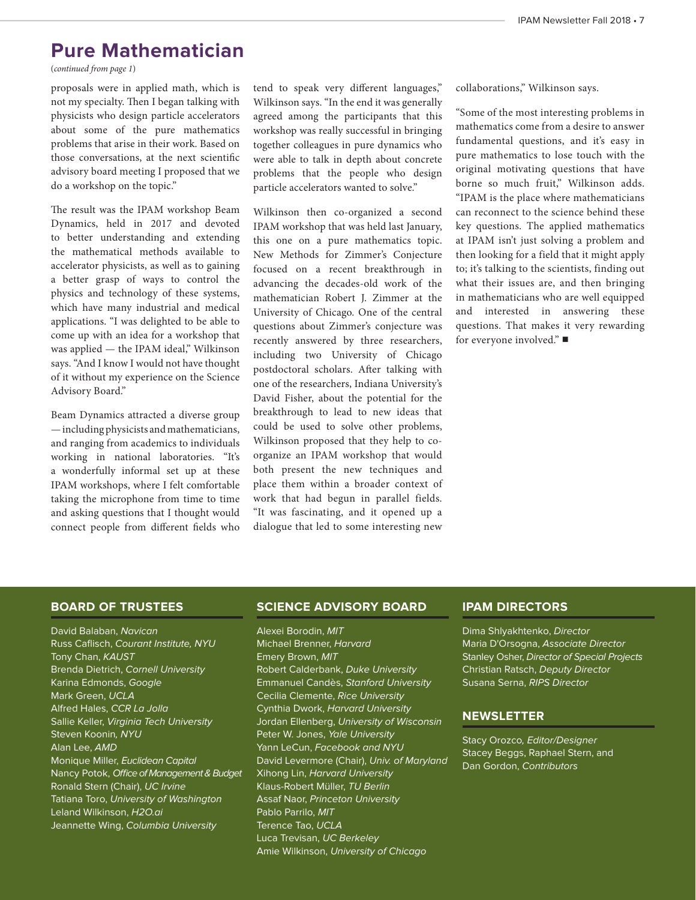## Pure Mathematician

*(continued from page 1)*

proposals were in applied math, which is not my specialty. Then I began talking with physicists who design particle accelerators about some of the pure mathematics problems that arise in their work. Based on those conversations, at the next scientific advisory board meeting I proposed that we do a workshop on the topic."

The result was the IPAM workshop Beam Dynamics, held in 2017 and devoted to better understanding and extending the mathematical methods available to accelerator physicists, as well as to gaining a better grasp of ways to control the physics and technology of these systems, which have many industrial and medical applications. "I was delighted to be able to come up with an idea for a workshop that was applied — the IPAM ideal," Wilkinson says. "And I know I would not have thought of it without my experience on the Science Advisory Board."

Beam Dynamics attracted a diverse group — including physicists and mathematicians, and ranging from academics to individuals working in national laboratories. "It's a wonderfully informal set up at these IPAM workshops, where I felt comfortable taking the microphone from time to time and asking questions that I thought would connect people from different fields who tend to speak very different languages," Wilkinson says. "In the end it was generally agreed among the participants that this workshop was really successful in bringing together colleagues in pure dynamics who were able to talk in depth about concrete problems that the people who design particle accelerators wanted to solve."

Wilkinson then co-organized a second IPAM workshop that was held last January, this one on a pure mathematics topic. New Methods for Zimmer's Conjecture focused on a recent breakthrough in advancing the decades-old work of the mathematician Robert J. Zimmer at the University of Chicago. One of the central questions about Zimmer's conjecture was recently answered by three researchers, including two University of Chicago postdoctoral scholars. After talking with one of the researchers, Indiana University's David Fisher, about the potential for the breakthrough to lead to new ideas that could be used to solve other problems, Wilkinson proposed that they help to co-organize an IPAM workshop that would both present the new techniques and place them within a broader context of work that had begun in parallel fields. "It was fascinating, and it opened up a dialogue that led to some interesting new collaborations," Wilkinson says.

"Some of the most interesting problems in mathematics come from a desire to answer fundamental questions, and it's easy in pure mathematics to lose touch with the original motivating questions that have borne so much fruit," Wilkinson adds. "IPAM is the place where mathematicians can reconnect to the science behind these key questions. The applied mathematics at IPAM isn't just solving a problem and then looking for a field that it might apply to; it's talking to the scientists, finding out what their issues are, and then bringing in mathematicians who are well equipped and interested in answering these questions. That makes it very rewarding for everyone involved." ■

### BOARD OF TRUSTEES

David Balaban, *Navican*
Russ Caflisch, *Courant Institute, NYU*
Tony Chan, *KAUST*
Brenda Dietrich, *Cornell University*
Karina Edmonds, *Google*
Mark Green, *UCLA*
Alfred Hales, *CCR La Jolla*
Sallie Keller, *Virginia Tech University*
Steven Koonin, *NYU*
Alan Lee, *AMD*
Monique Miller, *Euclidean Capital*
Nancy Potok, *Office of Management & Budget*
Ronald Stern (Chair), *UC Irvine*
Tatiana Toro, *University of Washington*
Leland Wilkinson, *H2O.ai*
Jeannette Wing, *Columbia University*

### SCIENCE ADVISORY BOARD

Alexei Borodin, *MIT*
Michael Brenner, *Harvard*
Emery Brown, *MIT*
Robert Calderbank, *Duke University*
Emmanuel Candès, *Stanford University*
Cecilia Clemente, *Rice University*
Cynthia Dwork, *Harvard University*
Jordan Ellenberg, *University of Wisconsin*
Peter W. Jones, *Yale University*
Yann LeCun, *Facebook and NYU*
David Levermore (Chair), *Univ. of Maryland*
Xihong Lin, *Harvard University*
Klaus-Robert Müller, *TU Berlin*
Assaf Naor, *Princeton University*
Pablo Parrilo, *MIT*
Terence Tao, *UCLA*
Luca Trevisan, *UC Berkeley*
Amie Wilkinson, *University of Chicago*

### IPAM DIRECTORS

Dima Shlyakhtenko, *Director*
Maria D'Orsogna, *Associate Director*
Stanley Osher, *Director of Special Projects*
Christian Ratsch, *Deputy Director*
Susana Serna, *RIPS Director*

### NEWSLETTER

Stacy Orozco, *Editor/Designer*
Stacey Beggs, Raphael Stern, and Dan Gordon, *Contributors*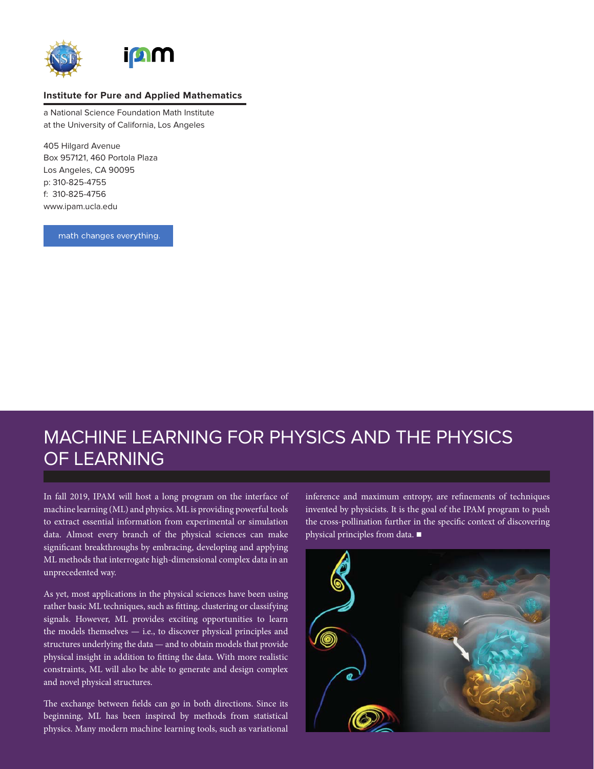**Institute for Pure and Applied Mathematics**

a National Science Foundation Math Institute
at the University of California, Los Angeles

405 Hilgard Avenue
Box 957121, 460 Portola Plaza
Los Angeles, CA 90095
p: 310-825-4755
f: 310-825-4756
www.ipam.ucla.edu

math changes everything.

# MACHINE LEARNING FOR PHYSICS AND THE PHYSICS OF LEARNING

In fall 2019, IPAM will host a long program on the interface of machine learning (ML) and physics. ML is providing powerful tools to extract essential information from experimental or simulation data. Almost every branch of the physical sciences can make significant breakthroughs by embracing, developing and applying ML methods that interrogate high-dimensional complex data in an unprecedented way.

As yet, most applications in the physical sciences have been using rather basic ML techniques, such as fitting, clustering or classifying signals. However, ML provides exciting opportunities to learn the models themselves — i.e., to discover physical principles and structures underlying the data — and to obtain models that provide physical insight in addition to fitting the data. With more realistic constraints, ML will also be able to generate and design complex and novel physical structures.

The exchange between fields can go in both directions. Since its beginning, ML has been inspired by methods from statistical physics. Many modern machine learning tools, such as variational inference and maximum entropy, are refinements of techniques invented by physicists. It is the goal of the IPAM program to push the cross-pollination further in the specific context of discovering physical principles from data. ■